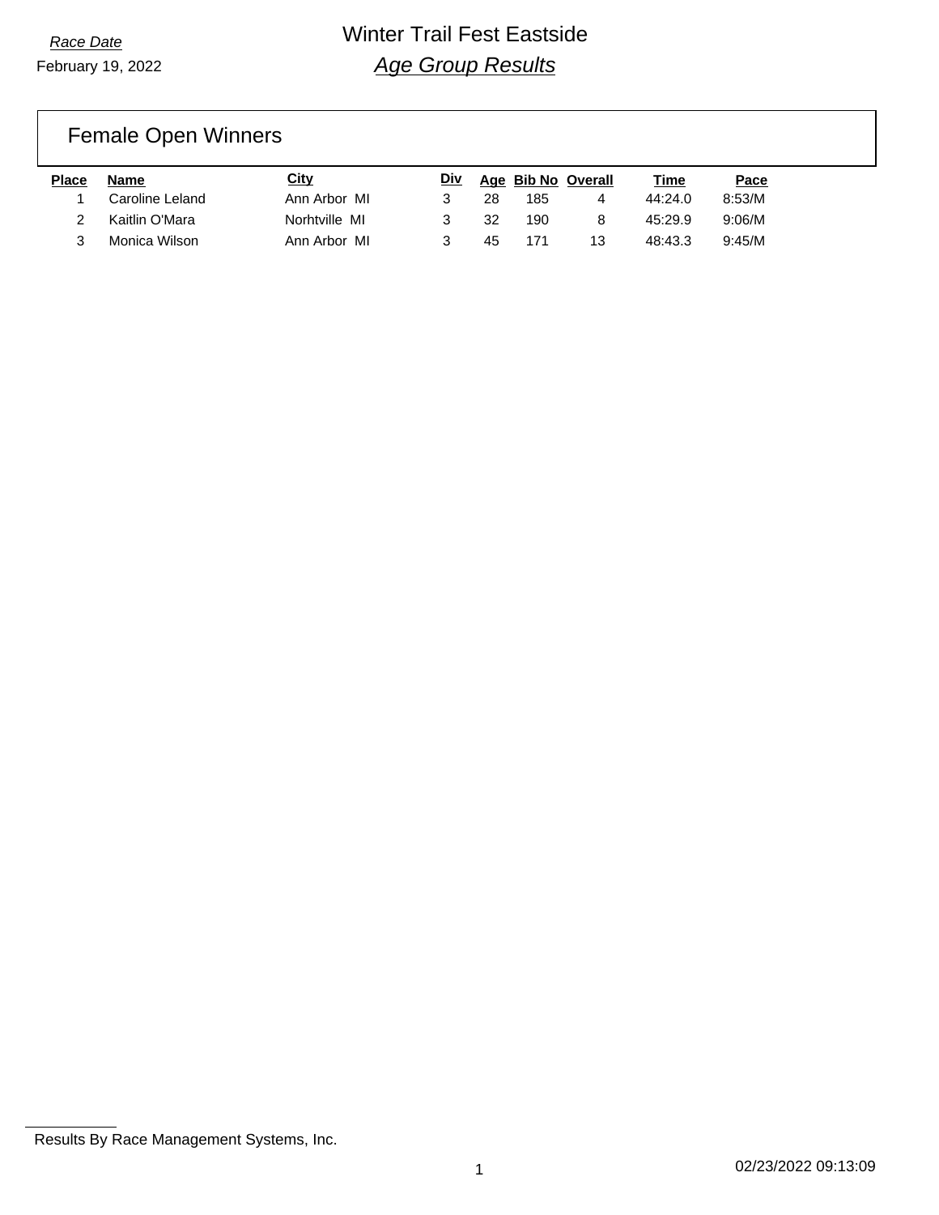Race Date

February 19, 2022

# Winter Trail Fest Eastside

## *Age Group Results*

### Female Open Winners

| Place | Name | City | Div | Age | Bib No | Overall | Time | Pace |
|---|---|---|---|---|---|---|---|---|
| 1 | Caroline Leland | Ann Arbor MI | 3 | 28 | 185 | 4 | 44:24.0 | 8:53/M |
| 2 | Kaitlin O'Mara | Norhtville MI | 3 | 32 | 190 | 8 | 45:29.9 | 9:06/M |
| 3 | Monica Wilson | Ann Arbor MI | 3 | 45 | 171 | 13 | 48:43.3 | 9:45/M |

Results By Race Management Systems, Inc.

02/23/2022 09:13:09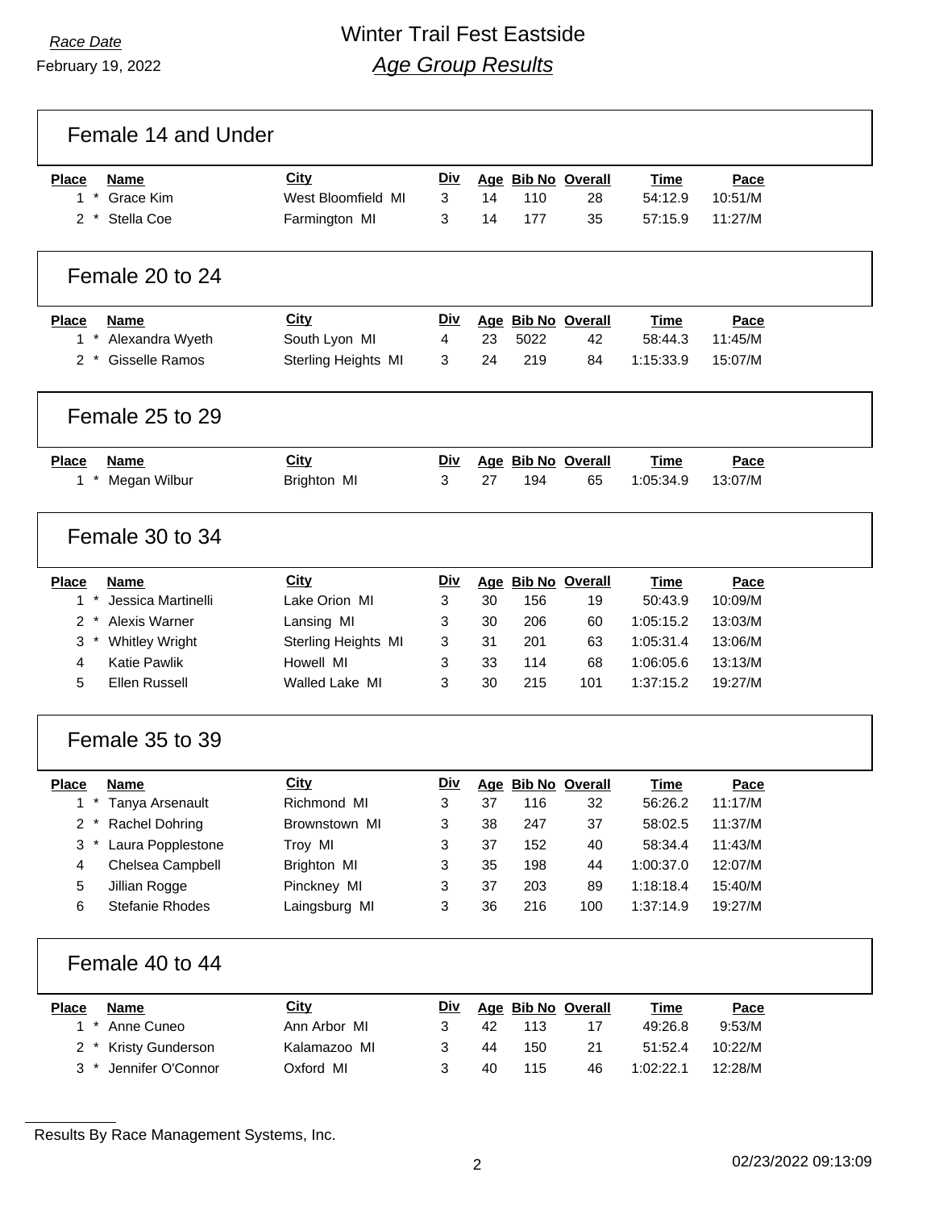*Race Date*

February 19, 2022

# Winter Trail Fest Eastside

## *Age Group Results*

### Female 14 and Under

| Place | | Name | City | Div | Age | Bib No | Overall | Time | Pace |
|---|---|---|---|---|---|---|---|---|---|
| 1 | * | Grace Kim | West Bloomfield MI | 3 | 14 | 110 | 28 | 54:12.9 | 10:51/M |
| 2 | * | Stella Coe | Farmington MI | 3 | 14 | 177 | 35 | 57:15.9 | 11:27/M |

### Female 20 to 24

| Place | | Name | City | Div | Age | Bib No | Overall | Time | Pace |
|---|---|---|---|---|---|---|---|---|---|
| 1 | * | Alexandra Wyeth | South Lyon MI | 4 | 23 | 5022 | 42 | 58:44.3 | 11:45/M |
| 2 | * | Gisselle Ramos | Sterling Heights MI | 3 | 24 | 219 | 84 | 1:15:33.9 | 15:07/M |

### Female 25 to 29

| Place | | Name | City | Div | Age | Bib No | Overall | Time | Pace |
|---|---|---|---|---|---|---|---|---|---|
| 1 | * | Megan Wilbur | Brighton MI | 3 | 27 | 194 | 65 | 1:05:34.9 | 13:07/M |

### Female 30 to 34

| Place | | Name | City | Div | Age | Bib No | Overall | Time | Pace |
|---|---|---|---|---|---|---|---|---|---|
| 1 | * | Jessica Martinelli | Lake Orion MI | 3 | 30 | 156 | 19 | 50:43.9 | 10:09/M |
| 2 | * | Alexis Warner | Lansing MI | 3 | 30 | 206 | 60 | 1:05:15.2 | 13:03/M |
| 3 | * | Whitley Wright | Sterling Heights MI | 3 | 31 | 201 | 63 | 1:05:31.4 | 13:06/M |
| 4 | | Katie Pawlik | Howell MI | 3 | 33 | 114 | 68 | 1:06:05.6 | 13:13/M |
| 5 | | Ellen Russell | Walled Lake MI | 3 | 30 | 215 | 101 | 1:37:15.2 | 19:27/M |

### Female 35 to 39

| Place | | Name | City | Div | Age | Bib No | Overall | Time | Pace |
|---|---|---|---|---|---|---|---|---|---|
| 1 | * | Tanya Arsenault | Richmond MI | 3 | 37 | 116 | 32 | 56:26.2 | 11:17/M |
| 2 | * | Rachel Dohring | Brownstown MI | 3 | 38 | 247 | 37 | 58:02.5 | 11:37/M |
| 3 | * | Laura Popplestone | Troy MI | 3 | 37 | 152 | 40 | 58:34.4 | 11:43/M |
| 4 | | Chelsea Campbell | Brighton MI | 3 | 35 | 198 | 44 | 1:00:37.0 | 12:07/M |
| 5 | | Jillian Rogge | Pinckney MI | 3 | 37 | 203 | 89 | 1:18:18.4 | 15:40/M |
| 6 | | Stefanie Rhodes | Laingsburg MI | 3 | 36 | 216 | 100 | 1:37:14.9 | 19:27/M |

### Female 40 to 44

| Place | | Name | City | Div | Age | Bib No | Overall | Time | Pace |
|---|---|---|---|---|---|---|---|---|---|
| 1 | * | Anne Cuneo | Ann Arbor MI | 3 | 42 | 113 | 17 | 49:26.8 | 9:53/M |
| 2 | * | Kristy Gunderson | Kalamazoo MI | 3 | 44 | 150 | 21 | 51:52.4 | 10:22/M |
| 3 | * | Jennifer O'Connor | Oxford MI | 3 | 40 | 115 | 46 | 1:02:22.1 | 12:28/M |

Results By Race Management Systems, Inc.

02/23/2022 09:13:09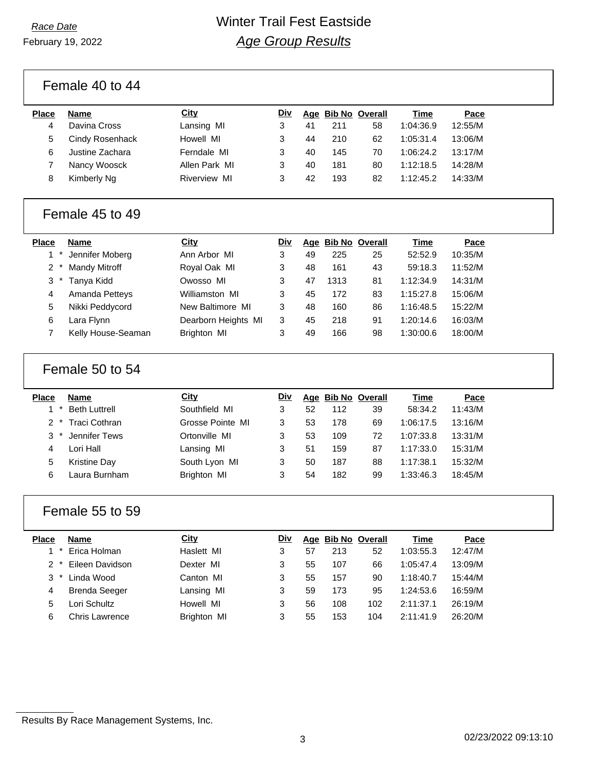Race Date

February 19, 2022

# Winter Trail Fest Eastside

## *Age Group Results*

### Female 40 to 44

| Place | Name | City | Div | Age | Bib No | Overall | Time | Pace |
|---|---|---|---|---|---|---|---|---|
| 4 | Davina Cross | Lansing MI | 3 | 41 | 211 | 58 | 1:04:36.9 | 12:55/M |
| 5 | Cindy Rosenhack | Howell MI | 3 | 44 | 210 | 62 | 1:05:31.4 | 13:06/M |
| 6 | Justine Zachara | Ferndale MI | 3 | 40 | 145 | 70 | 1:06:24.2 | 13:17/M |
| 7 | Nancy Woosck | Allen Park MI | 3 | 40 | 181 | 80 | 1:12:18.5 | 14:28/M |
| 8 | Kimberly Ng | Riverview MI | 3 | 42 | 193 | 82 | 1:12:45.2 | 14:33/M |

### Female 45 to 49

| Place | Name | City | Div | Age | Bib No | Overall | Time | Pace |
|---|---|---|---|---|---|---|---|---|
| 1 * | Jennifer Moberg | Ann Arbor MI | 3 | 49 | 225 | 25 | 52:52.9 | 10:35/M |
| 2 * | Mandy Mitroff | Royal Oak MI | 3 | 48 | 161 | 43 | 59:18.3 | 11:52/M |
| 3 * | Tanya Kidd | Owosso MI | 3 | 47 | 1313 | 81 | 1:12:34.9 | 14:31/M |
| 4 | Amanda Petteys | Williamston MI | 3 | 45 | 172 | 83 | 1:15:27.8 | 15:06/M |
| 5 | Nikki Peddycord | New Baltimore MI | 3 | 48 | 160 | 86 | 1:16:48.5 | 15:22/M |
| 6 | Lara Flynn | Dearborn Heights MI | 3 | 45 | 218 | 91 | 1:20:14.6 | 16:03/M |
| 7 | Kelly House-Seaman | Brighton MI | 3 | 49 | 166 | 98 | 1:30:00.6 | 18:00/M |

### Female 50 to 54

| Place | Name | City | Div | Age | Bib No | Overall | Time | Pace |
|---|---|---|---|---|---|---|---|---|
| 1 * | Beth Luttrell | Southfield MI | 3 | 52 | 112 | 39 | 58:34.2 | 11:43/M |
| 2 * | Traci Cothran | Grosse Pointe MI | 3 | 53 | 178 | 69 | 1:06:17.5 | 13:16/M |
| 3 * | Jennifer Tews | Ortonville MI | 3 | 53 | 109 | 72 | 1:07:33.8 | 13:31/M |
| 4 | Lori Hall | Lansing MI | 3 | 51 | 159 | 87 | 1:17:33.0 | 15:31/M |
| 5 | Kristine Day | South Lyon MI | 3 | 50 | 187 | 88 | 1:17:38.1 | 15:32/M |
| 6 | Laura Burnham | Brighton MI | 3 | 54 | 182 | 99 | 1:33:46.3 | 18:45/M |

### Female 55 to 59

| Place | Name | City | Div | Age | Bib No | Overall | Time | Pace |
|---|---|---|---|---|---|---|---|---|
| 1 * | Erica Holman | Haslett MI | 3 | 57 | 213 | 52 | 1:03:55.3 | 12:47/M |
| 2 * | Eileen Davidson | Dexter MI | 3 | 55 | 107 | 66 | 1:05:47.4 | 13:09/M |
| 3 * | Linda Wood | Canton MI | 3 | 55 | 157 | 90 | 1:18:40.7 | 15:44/M |
| 4 | Brenda Seeger | Lansing MI | 3 | 59 | 173 | 95 | 1:24:53.6 | 16:59/M |
| 5 | Lori Schultz | Howell MI | 3 | 56 | 108 | 102 | 2:11:37.1 | 26:19/M |
| 6 | Chris Lawrence | Brighton MI | 3 | 55 | 153 | 104 | 2:11:41.9 | 26:20/M |

Results By Race Management Systems, Inc.

02/23/2022 09:13:10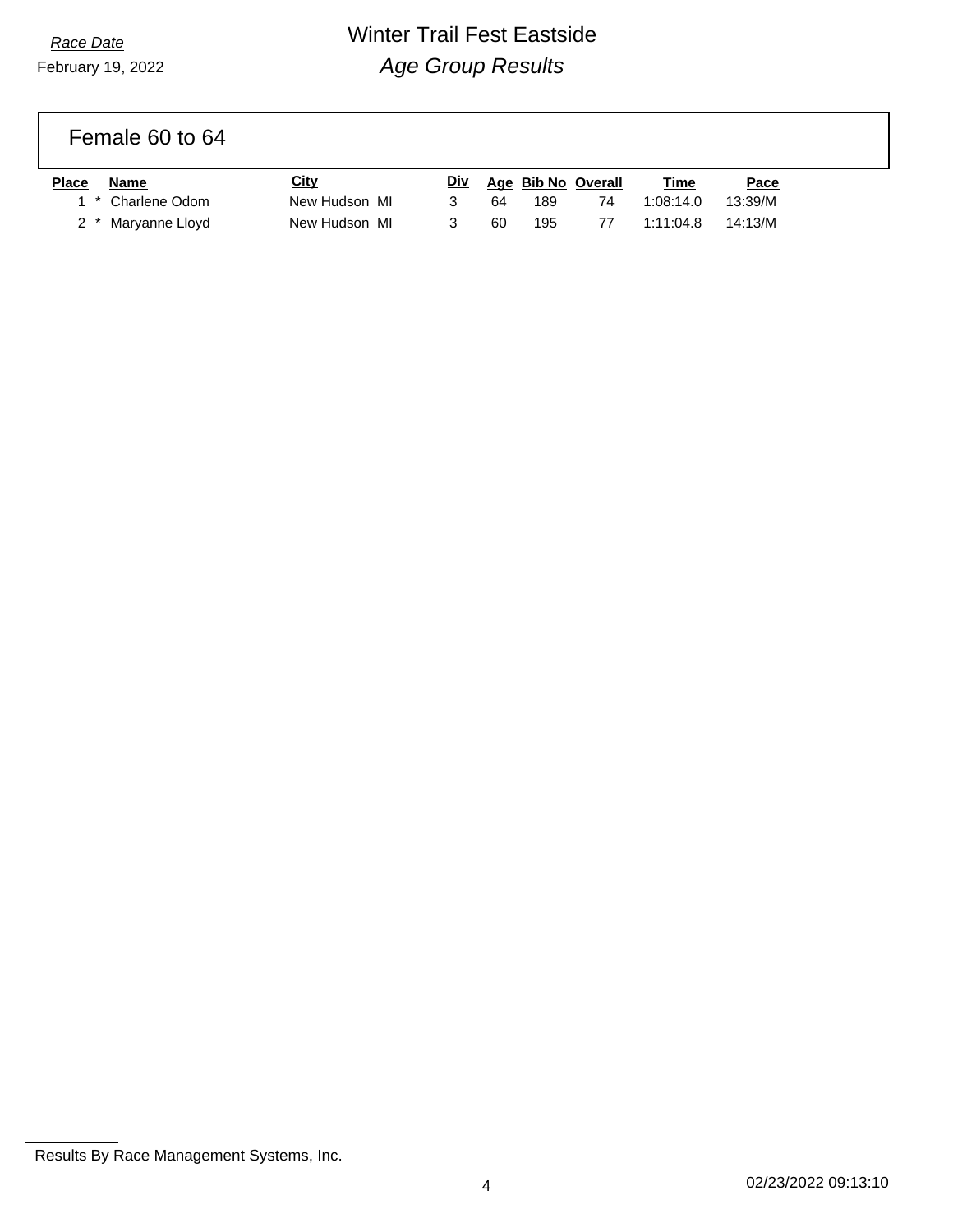*Race Date*

February 19, 2022

# Winter Trail Fest Eastside

## *Age Group Results*

### Female 60 to 64

| Place | Name | City | Div | Age | Bib No | Overall | Time | Pace |
|---|---|---|---|---|---|---|---|---|
| 1 * | Charlene Odom | New Hudson MI | 3 | 64 | 189 | 74 | 1:08:14.0 | 13:39/M |
| 2 * | Maryanne Lloyd | New Hudson MI | 3 | 60 | 195 | 77 | 1:11:04.8 | 14:13/M |

Results By Race Management Systems, Inc.

02/23/2022 09:13:10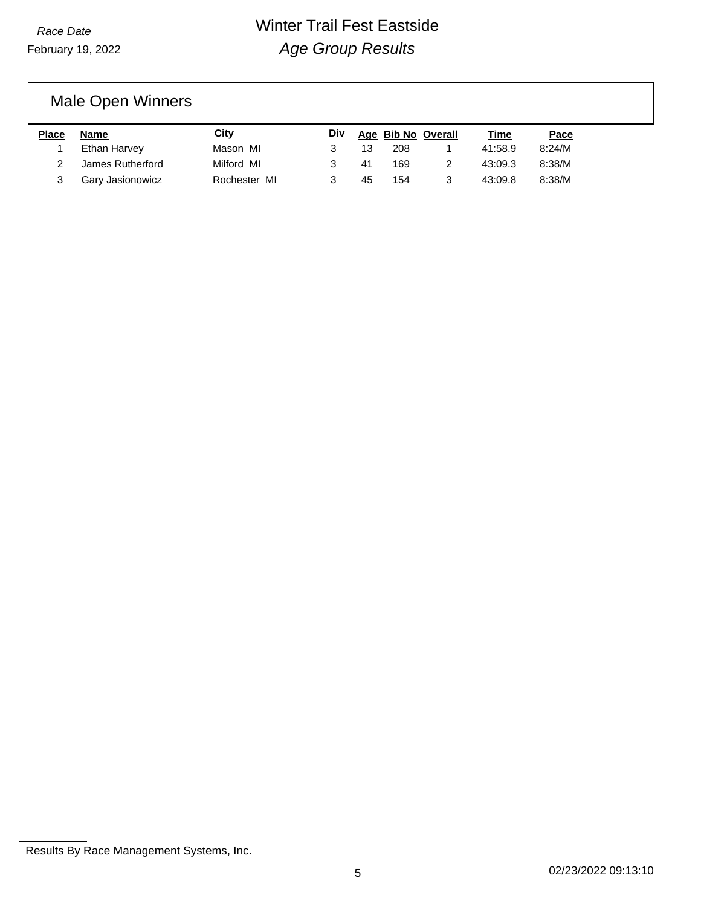*Race Date*

February 19, 2022

# Winter Trail Fest Eastside

## *Age Group Results*

### Male Open Winners

| Place | Name | City | Div | Age | Bib No | Overall | Time | Pace |
|---|---|---|---|---|---|---|---|---|
| 1 | Ethan Harvey | Mason MI | 3 | 13 | 208 | 1 | 41:58.9 | 8:24/M |
| 2 | James Rutherford | Milford MI | 3 | 41 | 169 | 2 | 43:09.3 | 8:38/M |
| 3 | Gary Jasionowicz | Rochester MI | 3 | 45 | 154 | 3 | 43:09.8 | 8:38/M |

Results By Race Management Systems, Inc.

02/23/2022 09:13:10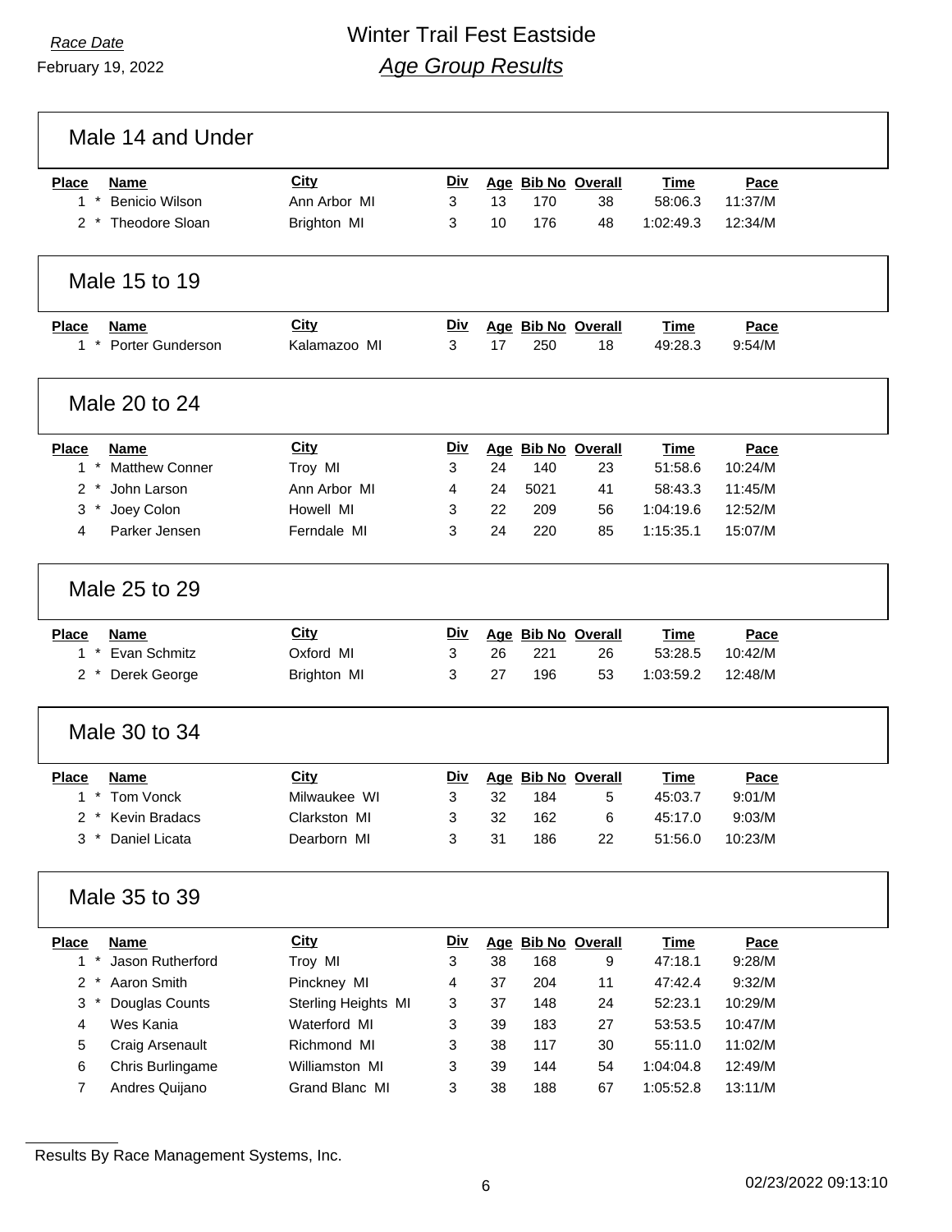Race Date

February 19, 2022

# Winter Trail Fest Eastside

## *Age Group Results*

### Male 14 and Under

| Place | Name | City | Div | Age | Bib No | Overall | Time | Pace |
|---|---|---|---|---|---|---|---|---|
| 1 * | Benicio Wilson | Ann Arbor MI | 3 | 13 | 170 | 38 | 58:06.3 | 11:37/M |
| 2 * | Theodore Sloan | Brighton MI | 3 | 10 | 176 | 48 | 1:02:49.3 | 12:34/M |

### Male 15 to 19

| Place | Name | City | Div | Age | Bib No | Overall | Time | Pace |
|---|---|---|---|---|---|---|---|---|
| 1 * | Porter Gunderson | Kalamazoo MI | 3 | 17 | 250 | 18 | 49:28.3 | 9:54/M |

### Male 20 to 24

| Place | Name | City | Div | Age | Bib No | Overall | Time | Pace |
|---|---|---|---|---|---|---|---|---|
| 1 * | Matthew Conner | Troy MI | 3 | 24 | 140 | 23 | 51:58.6 | 10:24/M |
| 2 * | John Larson | Ann Arbor MI | 4 | 24 | 5021 | 41 | 58:43.3 | 11:45/M |
| 3 * | Joey Colon | Howell MI | 3 | 22 | 209 | 56 | 1:04:19.6 | 12:52/M |
| 4 | Parker Jensen | Ferndale MI | 3 | 24 | 220 | 85 | 1:15:35.1 | 15:07/M |

### Male 25 to 29

| Place | Name | City | Div | Age | Bib No | Overall | Time | Pace |
|---|---|---|---|---|---|---|---|---|
| 1 * | Evan Schmitz | Oxford MI | 3 | 26 | 221 | 26 | 53:28.5 | 10:42/M |
| 2 * | Derek George | Brighton MI | 3 | 27 | 196 | 53 | 1:03:59.2 | 12:48/M |

### Male 30 to 34

| Place | Name | City | Div | Age | Bib No | Overall | Time | Pace |
|---|---|---|---|---|---|---|---|---|
| 1 * | Tom Vonck | Milwaukee WI | 3 | 32 | 184 | 5 | 45:03.7 | 9:01/M |
| 2 * | Kevin Bradacs | Clarkston MI | 3 | 32 | 162 | 6 | 45:17.0 | 9:03/M |
| 3 * | Daniel Licata | Dearborn MI | 3 | 31 | 186 | 22 | 51:56.0 | 10:23/M |

### Male 35 to 39

| Place | Name | City | Div | Age | Bib No | Overall | Time | Pace |
|---|---|---|---|---|---|---|---|---|
| 1 * | Jason Rutherford | Troy MI | 3 | 38 | 168 | 9 | 47:18.1 | 9:28/M |
| 2 * | Aaron Smith | Pinckney MI | 4 | 37 | 204 | 11 | 47:42.4 | 9:32/M |
| 3 * | Douglas Counts | Sterling Heights MI | 3 | 37 | 148 | 24 | 52:23.1 | 10:29/M |
| 4 | Wes Kania | Waterford MI | 3 | 39 | 183 | 27 | 53:53.5 | 10:47/M |
| 5 | Craig Arsenault | Richmond MI | 3 | 38 | 117 | 30 | 55:11.0 | 11:02/M |
| 6 | Chris Burlingame | Williamston MI | 3 | 39 | 144 | 54 | 1:04:04.8 | 12:49/M |
| 7 | Andres Quijano | Grand Blanc MI | 3 | 38 | 188 | 67 | 1:05:52.8 | 13:11/M |

Results By Race Management Systems, Inc.

02/23/2022 09:13:10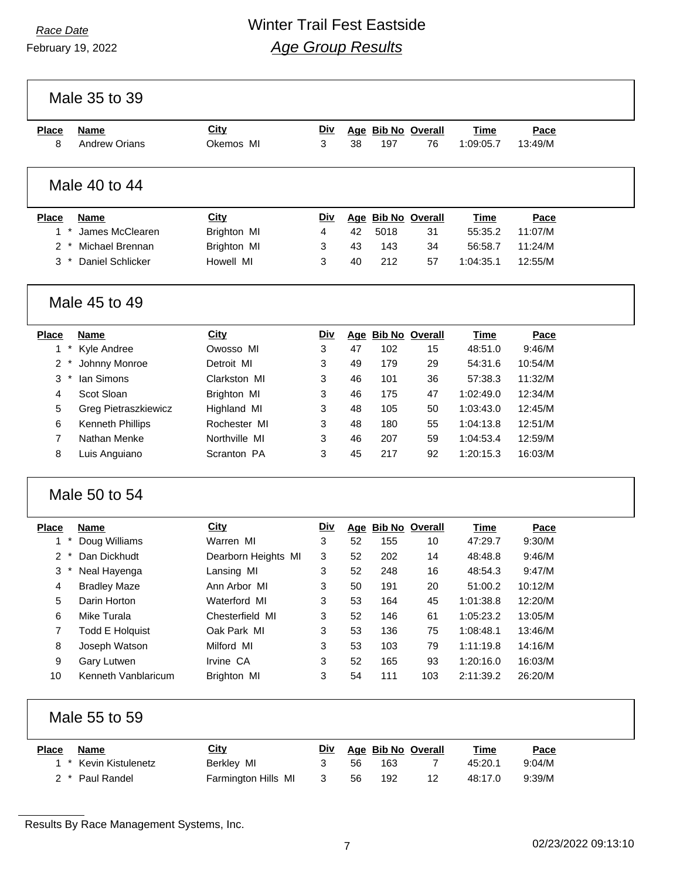Race Date
February 19, 2022

# Winter Trail Fest Eastside
## *Age Group Results*

### Male 35 to 39

| Place | Name | City | Div | Age | Bib No | Overall | Time | Pace |
|---|---|---|---|---|---|---|---|---|
| 8 | Andrew Orians | Okemos MI | 3 | 38 | 197 | 76 | 1:09:05.7 | 13:49/M |

### Male 40 to 44

| Place | Name | City | Div | Age | Bib No | Overall | Time | Pace |
|---|---|---|---|---|---|---|---|---|
| 1 * | James McClearen | Brighton MI | 4 | 42 | 5018 | 31 | 55:35.2 | 11:07/M |
| 2 * | Michael Brennan | Brighton MI | 3 | 43 | 143 | 34 | 56:58.7 | 11:24/M |
| 3 * | Daniel Schlicker | Howell MI | 3 | 40 | 212 | 57 | 1:04:35.1 | 12:55/M |

### Male 45 to 49

| Place | Name | City | Div | Age | Bib No | Overall | Time | Pace |
|---|---|---|---|---|---|---|---|---|
| 1 * | Kyle Andree | Owosso MI | 3 | 47 | 102 | 15 | 48:51.0 | 9:46/M |
| 2 * | Johnny Monroe | Detroit MI | 3 | 49 | 179 | 29 | 54:31.6 | 10:54/M |
| 3 * | Ian Simons | Clarkston MI | 3 | 46 | 101 | 36 | 57:38.3 | 11:32/M |
| 4 | Scot Sloan | Brighton MI | 3 | 46 | 175 | 47 | 1:02:49.0 | 12:34/M |
| 5 | Greg Pietraszkiewicz | Highland MI | 3 | 48 | 105 | 50 | 1:03:43.0 | 12:45/M |
| 6 | Kenneth Phillips | Rochester MI | 3 | 48 | 180 | 55 | 1:04:13.8 | 12:51/M |
| 7 | Nathan Menke | Northville MI | 3 | 46 | 207 | 59 | 1:04:53.4 | 12:59/M |
| 8 | Luis Anguiano | Scranton PA | 3 | 45 | 217 | 92 | 1:20:15.3 | 16:03/M |

### Male 50 to 54

| Place | Name | City | Div | Age | Bib No | Overall | Time | Pace |
|---|---|---|---|---|---|---|---|---|
| 1 * | Doug Williams | Warren MI | 3 | 52 | 155 | 10 | 47:29.7 | 9:30/M |
| 2 * | Dan Dickhudt | Dearborn Heights MI | 3 | 52 | 202 | 14 | 48:48.8 | 9:46/M |
| 3 * | Neal Hayenga | Lansing MI | 3 | 52 | 248 | 16 | 48:54.3 | 9:47/M |
| 4 | Bradley Maze | Ann Arbor MI | 3 | 50 | 191 | 20 | 51:00.2 | 10:12/M |
| 5 | Darin Horton | Waterford MI | 3 | 53 | 164 | 45 | 1:01:38.8 | 12:20/M |
| 6 | Mike Turala | Chesterfield MI | 3 | 52 | 146 | 61 | 1:05:23.2 | 13:05/M |
| 7 | Todd E Holquist | Oak Park MI | 3 | 53 | 136 | 75 | 1:08:48.1 | 13:46/M |
| 8 | Joseph Watson | Milford MI | 3 | 53 | 103 | 79 | 1:11:19.8 | 14:16/M |
| 9 | Gary Lutwen | Irvine CA | 3 | 52 | 165 | 93 | 1:20:16.0 | 16:03/M |
| 10 | Kenneth Vanblaricum | Brighton MI | 3 | 54 | 111 | 103 | 2:11:39.2 | 26:20/M |

### Male 55 to 59

| Place | Name | City | Div | Age | Bib No | Overall | Time | Pace |
|---|---|---|---|---|---|---|---|---|
| 1 * | Kevin Kistulenetz | Berkley MI | 3 | 56 | 163 | 7 | 45:20.1 | 9:04/M |
| 2 * | Paul Randel | Farmington Hills MI | 3 | 56 | 192 | 12 | 48:17.0 | 9:39/M |

Results By Race Management Systems, Inc.

02/23/2022 09:13:10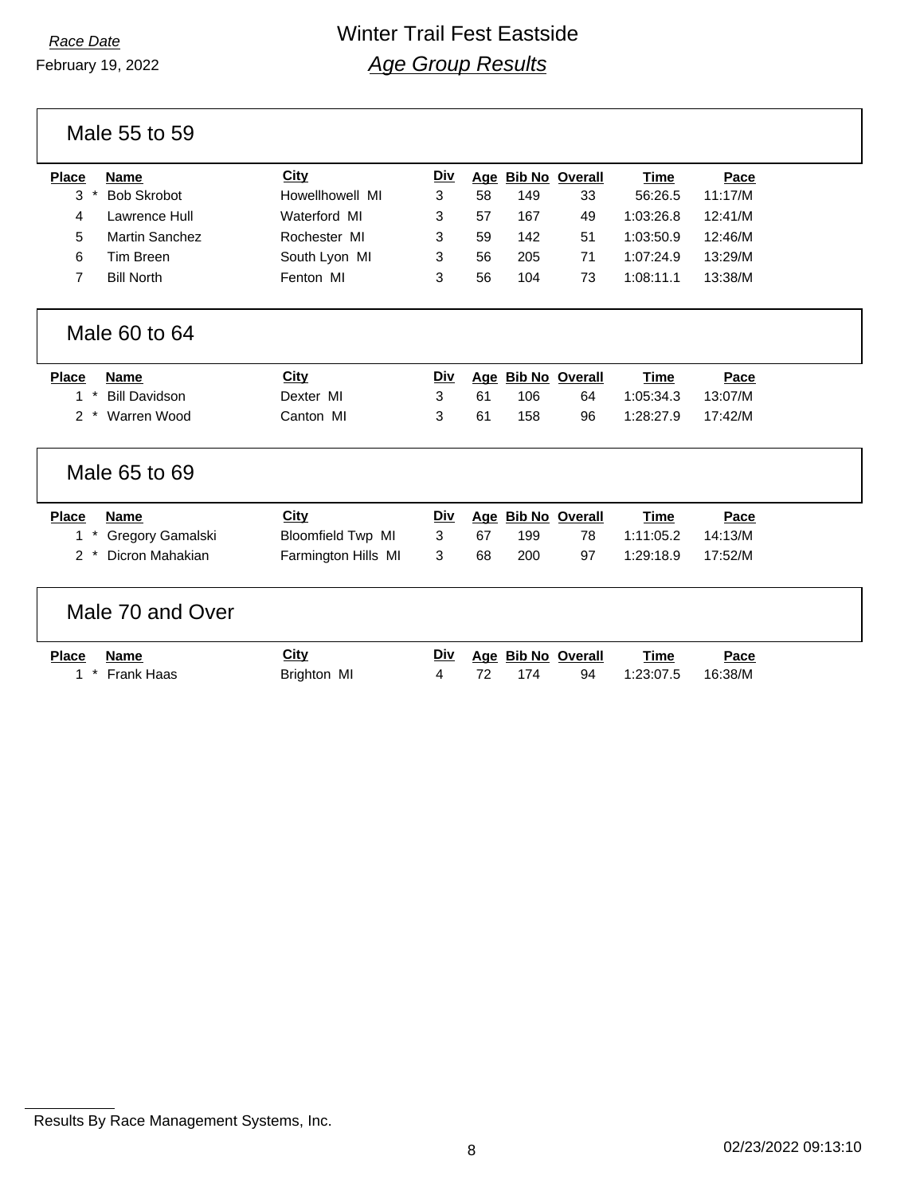*Race Date*

February 19, 2022

# Winter Trail Fest Eastside

## *Age Group Results*

### Male 55 to 59

| Place | Name | City | Div | Age | Bib No | Overall | Time | Pace |
|---|---|---|---|---|---|---|---|---|
| 3 * | Bob Skrobot | Howellhowell MI | 3 | 58 | 149 | 33 | 56:26.5 | 11:17/M |
| 4 | Lawrence Hull | Waterford MI | 3 | 57 | 167 | 49 | 1:03:26.8 | 12:41/M |
| 5 | Martin Sanchez | Rochester MI | 3 | 59 | 142 | 51 | 1:03:50.9 | 12:46/M |
| 6 | Tim Breen | South Lyon MI | 3 | 56 | 205 | 71 | 1:07:24.9 | 13:29/M |
| 7 | Bill North | Fenton MI | 3 | 56 | 104 | 73 | 1:08:11.1 | 13:38/M |

### Male 60 to 64

| Place | Name | City | Div | Age | Bib No | Overall | Time | Pace |
|---|---|---|---|---|---|---|---|---|
| 1 * | Bill Davidson | Dexter MI | 3 | 61 | 106 | 64 | 1:05:34.3 | 13:07/M |
| 2 * | Warren Wood | Canton MI | 3 | 61 | 158 | 96 | 1:28:27.9 | 17:42/M |

### Male 65 to 69

| Place | Name | City | Div | Age | Bib No | Overall | Time | Pace |
|---|---|---|---|---|---|---|---|---|
| 1 * | Gregory Gamalski | Bloomfield Twp MI | 3 | 67 | 199 | 78 | 1:11:05.2 | 14:13/M |
| 2 * | Dicron Mahakian | Farmington Hills MI | 3 | 68 | 200 | 97 | 1:29:18.9 | 17:52/M |

### Male 70 and Over

| Place | Name | City | Div | Age | Bib No | Overall | Time | Pace |
|---|---|---|---|---|---|---|---|---|
| 1 * | Frank Haas | Brighton MI | 4 | 72 | 174 | 94 | 1:23:07.5 | 16:38/M |

Results By Race Management Systems, Inc.

02/23/2022 09:13:10